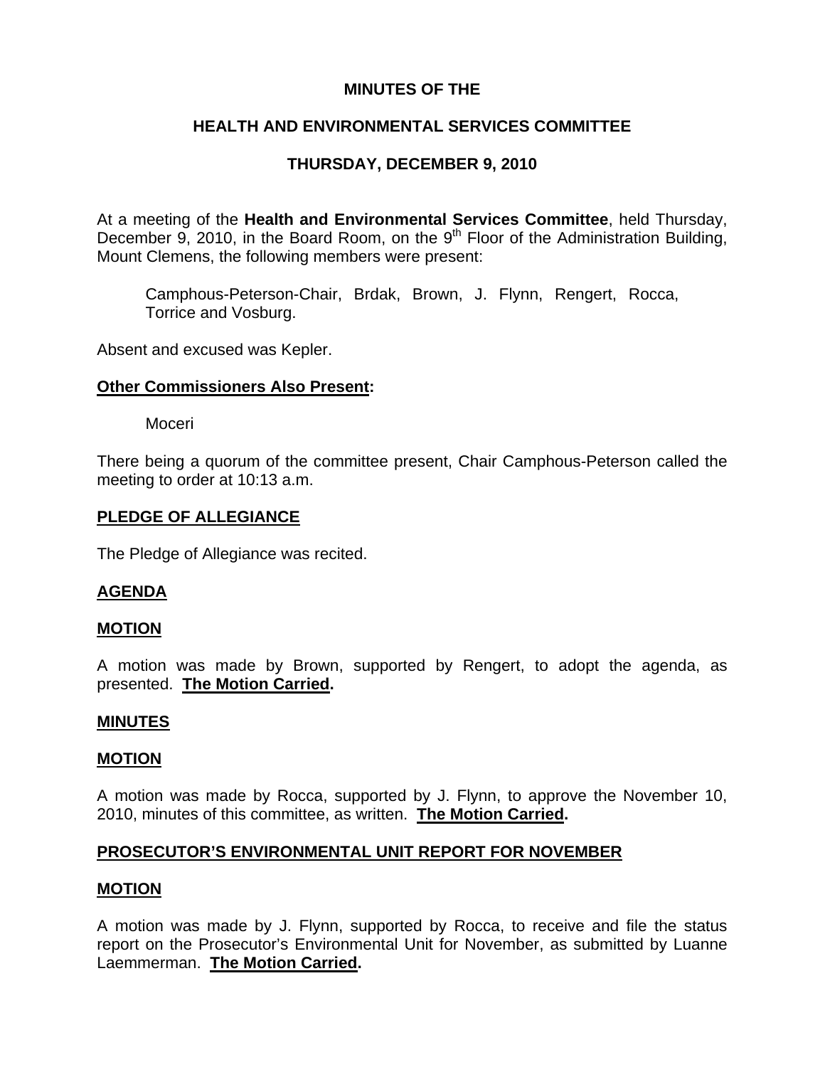# MINUTES OF THE

# HEALTH AND ENVIRONMENTAL SERVICES COMMITTEE

# THURSDAY, DECEMBER 9, 2010

At a meeting of the **Health and Environmental Services Committee**, held Thursday, December 9, 2010, in the Board Room, on the 9th Floor of the Administration Building, Mount Clemens, the following members were present:

Camphous-Peterson-Chair, Brdak, Brown, J. Flynn, Rengert, Rocca, Torrice and Vosburg.

Absent and excused was Kepler.

**Other Commissioners Also Present:**

Moceri

There being a quorum of the committee present, Chair Camphous-Peterson called the meeting to order at 10:13 a.m.

## PLEDGE OF ALLEGIANCE

The Pledge of Allegiance was recited.

## AGENDA

### MOTION

A motion was made by Brown, supported by Rengert, to adopt the agenda, as presented. **The Motion Carried.**

## MINUTES

### MOTION

A motion was made by Rocca, supported by J. Flynn, to approve the November 10, 2010, minutes of this committee, as written. **The Motion Carried.**

## PROSECUTOR'S ENVIRONMENTAL UNIT REPORT FOR NOVEMBER

### MOTION

A motion was made by J. Flynn, supported by Rocca, to receive and file the status report on the Prosecutor's Environmental Unit for November, as submitted by Luanne Laemmerman. **The Motion Carried.**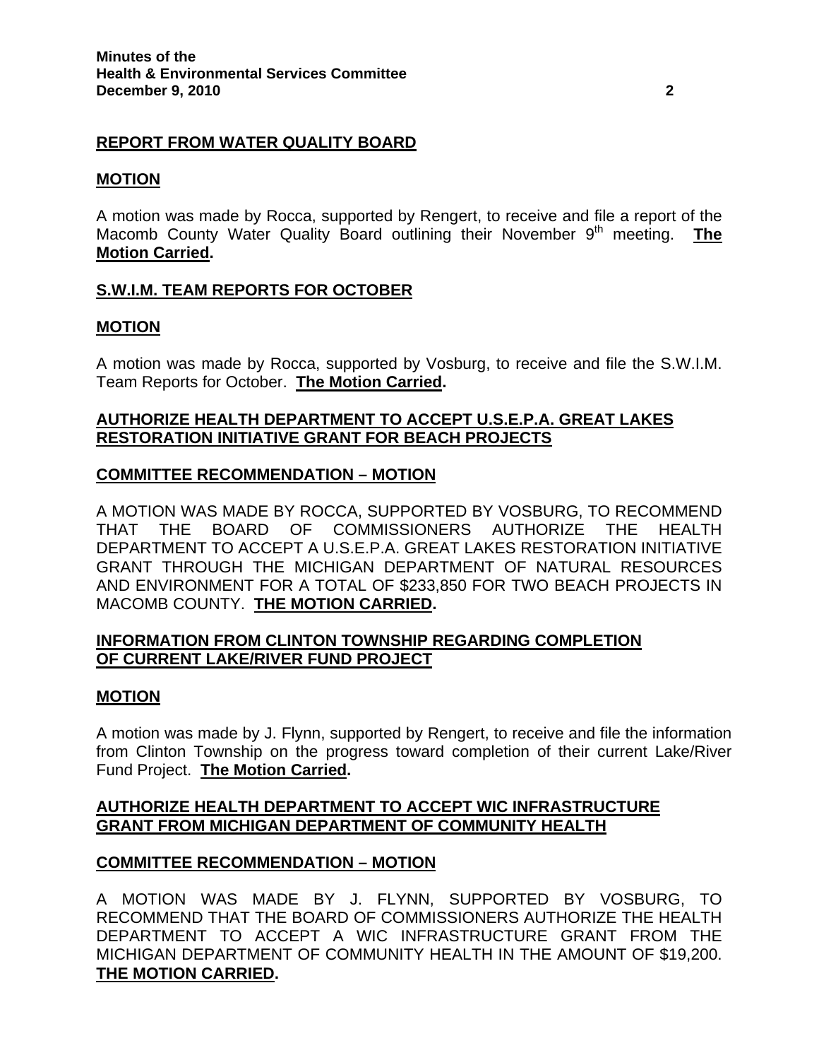## REPORT FROM WATER QUALITY BOARD

### MOTION

A motion was made by Rocca, supported by Rengert, to receive and file a report of the Macomb County Water Quality Board outlining their November 9th meeting. **The Motion Carried.**

## S.W.I.M. TEAM REPORTS FOR OCTOBER

### MOTION

A motion was made by Rocca, supported by Vosburg, to receive and file the S.W.I.M. Team Reports for October. **The Motion Carried.**

## AUTHORIZE HEALTH DEPARTMENT TO ACCEPT U.S.E.P.A. GREAT LAKES RESTORATION INITIATIVE GRANT FOR BEACH PROJECTS

### COMMITTEE RECOMMENDATION – MOTION

A MOTION WAS MADE BY ROCCA, SUPPORTED BY VOSBURG, TO RECOMMEND THAT THE BOARD OF COMMISSIONERS AUTHORIZE THE HEALTH DEPARTMENT TO ACCEPT A U.S.E.P.A. GREAT LAKES RESTORATION INITIATIVE GRANT THROUGH THE MICHIGAN DEPARTMENT OF NATURAL RESOURCES AND ENVIRONMENT FOR A TOTAL OF $233,850 FOR TWO BEACH PROJECTS IN MACOMB COUNTY. **THE MOTION CARRIED.**

## INFORMATION FROM CLINTON TOWNSHIP REGARDING COMPLETION OF CURRENT LAKE/RIVER FUND PROJECT

### MOTION

A motion was made by J. Flynn, supported by Rengert, to receive and file the information from Clinton Township on the progress toward completion of their current Lake/River Fund Project. **The Motion Carried.**

## AUTHORIZE HEALTH DEPARTMENT TO ACCEPT WIC INFRASTRUCTURE GRANT FROM MICHIGAN DEPARTMENT OF COMMUNITY HEALTH

### COMMITTEE RECOMMENDATION – MOTION

A MOTION WAS MADE BY J. FLYNN, SUPPORTED BY VOSBURG, TO RECOMMEND THAT THE BOARD OF COMMISSIONERS AUTHORIZE THE HEALTH DEPARTMENT TO ACCEPT A WIC INFRASTRUCTURE GRANT FROM THE MICHIGAN DEPARTMENT OF COMMUNITY HEALTH IN THE AMOUNT OF $19,200. **THE MOTION CARRIED.**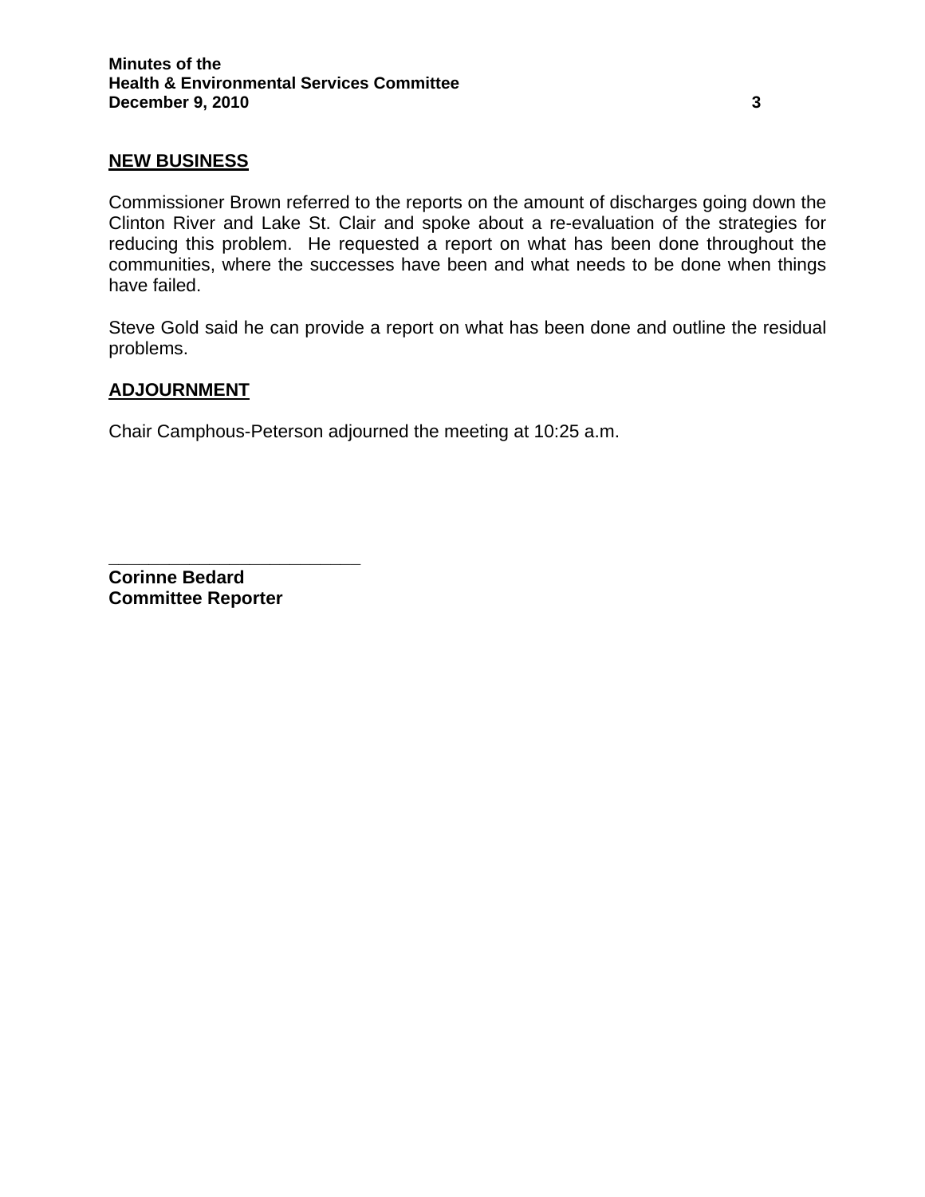## NEW BUSINESS

Commissioner Brown referred to the reports on the amount of discharges going down the Clinton River and Lake St. Clair and spoke about a re-evaluation of the strategies for reducing this problem. He requested a report on what has been done throughout the communities, where the successes have been and what needs to be done when things have failed.

Steve Gold said he can provide a report on what has been done and outline the residual problems.

## ADJOURNMENT

Chair Camphous-Peterson adjourned the meeting at 10:25 a.m.

\_\_\_\_\_\_\_\_\_\_\_\_\_\_\_\_\_\_\_\_\_\_\_\_\_\_

**Corinne Bedard**
**Committee Reporter**